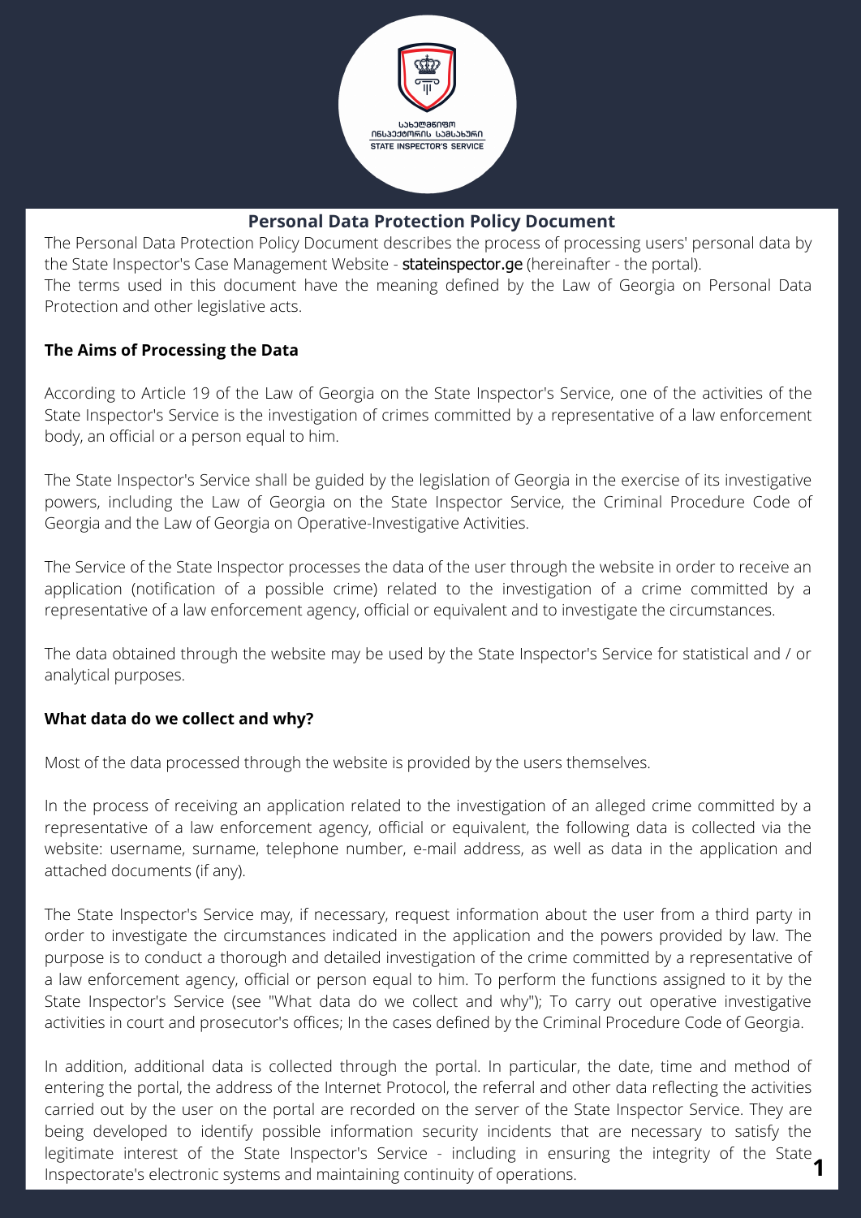# Personal Data Protection Policy Document

The Personal Data Protection Policy Document describes the process of processing users' personal data by the State Inspector's Case Management Website - **stateinspector.ge** (hereinafter - the portal).

The terms used in this document have the meaning defined by the Law of Georgia on Personal Data Protection and other legislative acts.

## The Aims of Processing the Data

According to Article 19 of the Law of Georgia on the State Inspector's Service, one of the activities of the State Inspector's Service is the investigation of crimes committed by a representative of a law enforcement body, an official or a person equal to him.

The State Inspector's Service shall be guided by the legislation of Georgia in the exercise of its investigative powers, including the Law of Georgia on the State Inspector Service, the Criminal Procedure Code of Georgia and the Law of Georgia on Operative-Investigative Activities.

The Service of the State Inspector processes the data of the user through the website in order to receive an application (notification of a possible crime) related to the investigation of a crime committed by a representative of a law enforcement agency, official or equivalent and to investigate the circumstances.

The data obtained through the website may be used by the State Inspector's Service for statistical and / or analytical purposes.

## What data do we collect and why?

Most of the data processed through the website is provided by the users themselves.

In the process of receiving an application related to the investigation of an alleged crime committed by a representative of a law enforcement agency, official or equivalent, the following data is collected via the website: username, surname, telephone number, e-mail address, as well as data in the application and attached documents (if any).

The State Inspector's Service may, if necessary, request information about the user from a third party in order to investigate the circumstances indicated in the application and the powers provided by law. The purpose is to conduct a thorough and detailed investigation of the crime committed by a representative of a law enforcement agency, official or person equal to him. To perform the functions assigned to it by the State Inspector's Service (see "What data do we collect and why"); To carry out operative investigative activities in court and prosecutor's offices; In the cases defined by the Criminal Procedure Code of Georgia.

In addition, additional data is collected through the portal. In particular, the date, time and method of entering the portal, the address of the Internet Protocol, the referral and other data reflecting the activities carried out by the user on the portal are recorded on the server of the State Inspector Service. They are being developed to identify possible information security incidents that are necessary to satisfy the legitimate interest of the State Inspector's Service - including in ensuring the integrity of the State Inspectorate's electronic systems and maintaining continuity of operations.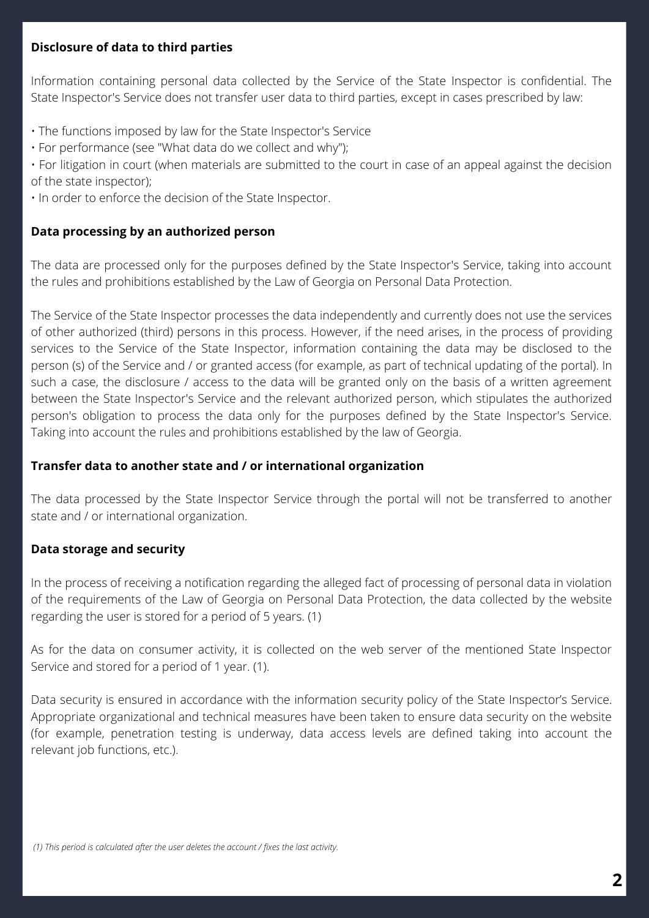**Disclosure of data to third parties**

Information containing personal data collected by the Service of the State Inspector is confidential. The State Inspector's Service does not transfer user data to third parties, except in cases prescribed by law:

• The functions imposed by law for the State Inspector's Service
• For performance (see "What data do we collect and why");
• For litigation in court (when materials are submitted to the court in case of an appeal against the decision of the state inspector);
• In order to enforce the decision of the State Inspector.

**Data processing by an authorized person**

The data are processed only for the purposes defined by the State Inspector's Service, taking into account the rules and prohibitions established by the Law of Georgia on Personal Data Protection.

The Service of the State Inspector processes the data independently and currently does not use the services of other authorized (third) persons in this process. However, if the need arises, in the process of providing services to the Service of the State Inspector, information containing the data may be disclosed to the person (s) of the Service and / or granted access (for example, as part of technical updating of the portal). In such a case, the disclosure / access to the data will be granted only on the basis of a written agreement between the State Inspector's Service and the relevant authorized person, which stipulates the authorized person's obligation to process the data only for the purposes defined by the State Inspector's Service. Taking into account the rules and prohibitions established by the law of Georgia.

**Transfer data to another state and / or international organization**

The data processed by the State Inspector Service through the portal will not be transferred to another state and / or international organization.

**Data storage and security**

In the process of receiving a notification regarding the alleged fact of processing of personal data in violation of the requirements of the Law of Georgia on Personal Data Protection, the data collected by the website regarding the user is stored for a period of 5 years. (1)

As for the data on consumer activity, it is collected on the web server of the mentioned State Inspector Service and stored for a period of 1 year. (1).

Data security is ensured in accordance with the information security policy of the State Inspector's Service. Appropriate organizational and technical measures have been taken to ensure data security on the website (for example, penetration testing is underway, data access levels are defined taking into account the relevant job functions, etc.).

*(1) This period is calculated after the user deletes the account / fixes the last activity.*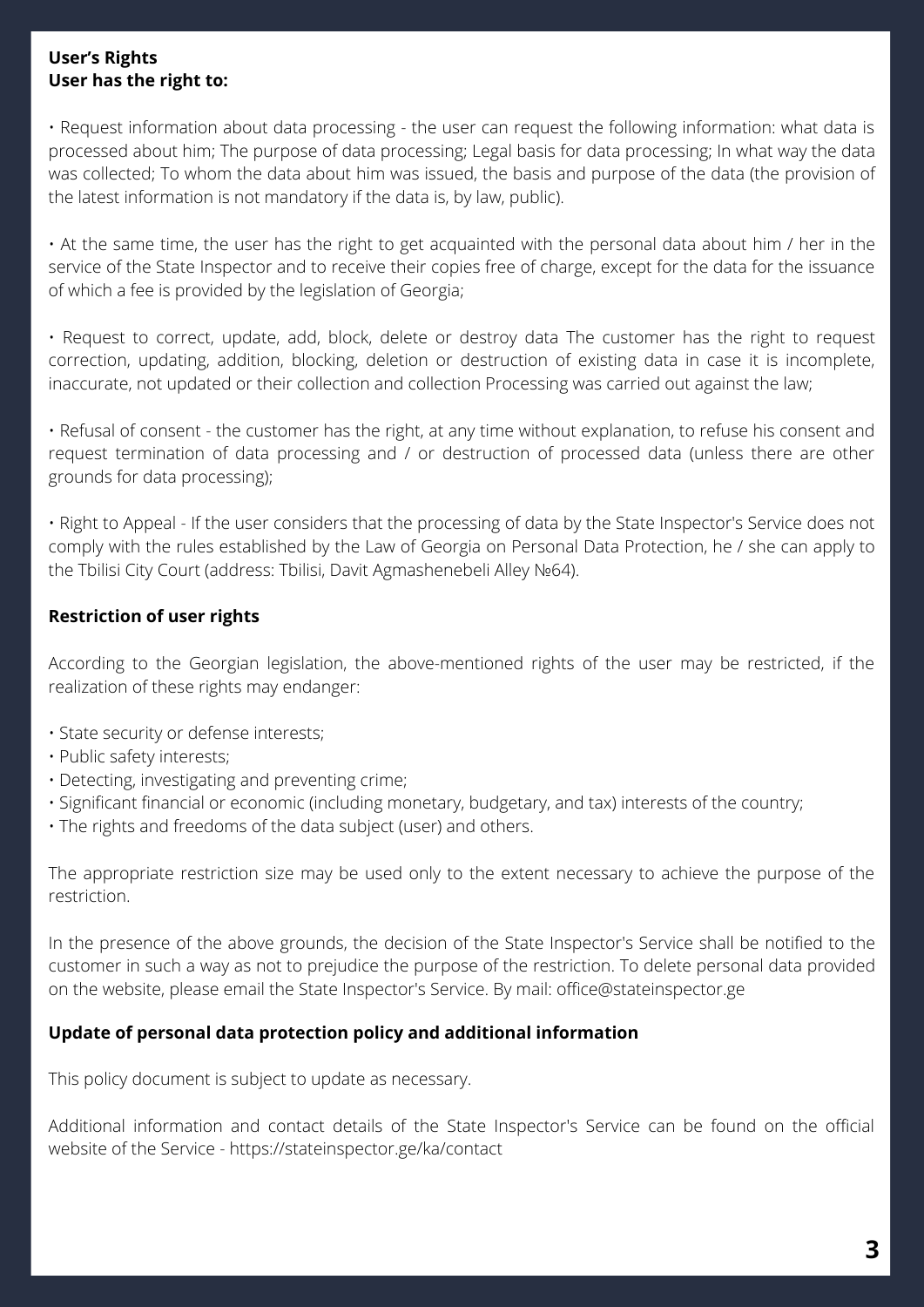**User's Rights**
**User has the right to:**

• Request information about data processing - the user can request the following information: what data is processed about him; The purpose of data processing; Legal basis for data processing; In what way the data was collected; To whom the data about him was issued, the basis and purpose of the data (the provision of the latest information is not mandatory if the data is, by law, public).

• At the same time, the user has the right to get acquainted with the personal data about him / her in the service of the State Inspector and to receive their copies free of charge, except for the data for the issuance of which a fee is provided by the legislation of Georgia;

• Request to correct, update, add, block, delete or destroy data The customer has the right to request correction, updating, addition, blocking, deletion or destruction of existing data in case it is incomplete, inaccurate, not updated or their collection and collection Processing was carried out against the law;

• Refusal of consent - the customer has the right, at any time without explanation, to refuse his consent and request termination of data processing and / or destruction of processed data (unless there are other grounds for data processing);

• Right to Appeal - If the user considers that the processing of data by the State Inspector's Service does not comply with the rules established by the Law of Georgia on Personal Data Protection, he / she can apply to the Tbilisi City Court (address: Tbilisi, Davit Agmashenebeli Alley №64).

**Restriction of user rights**

According to the Georgian legislation, the above-mentioned rights of the user may be restricted, if the realization of these rights may endanger:

• State security or defense interests;
• Public safety interests;
• Detecting, investigating and preventing crime;
• Significant financial or economic (including monetary, budgetary, and tax) interests of the country;
• The rights and freedoms of the data subject (user) and others.

The appropriate restriction size may be used only to the extent necessary to achieve the purpose of the restriction.

In the presence of the above grounds, the decision of the State Inspector's Service shall be notified to the customer in such a way as not to prejudice the purpose of the restriction. To delete personal data provided on the website, please email the State Inspector's Service. By mail: office@stateinspector.ge

**Update of personal data protection policy and additional information**

This policy document is subject to update as necessary.

Additional information and contact details of the State Inspector's Service can be found on the official website of the Service - https://stateinspector.ge/ka/contact